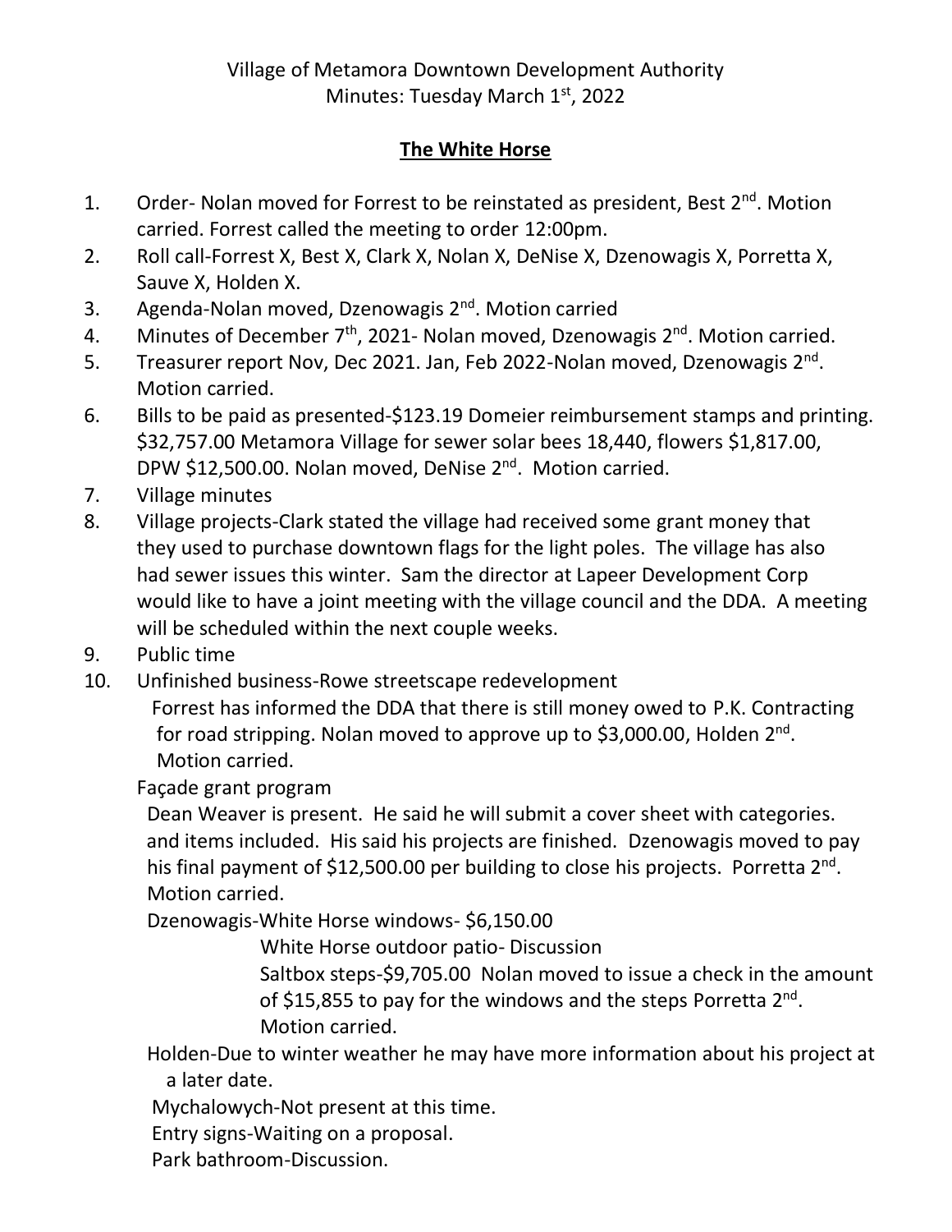Village of Metamora Downtown Development Authority
Minutes: Tuesday March 1st, 2022

**The White Horse**

1. Order- Nolan moved for Forrest to be reinstated as president, Best 2nd. Motion carried. Forrest called the meeting to order 12:00pm.
2. Roll call-Forrest X, Best X, Clark X, Nolan X, DeNise X, Dzenowagis X, Porretta X, Sauve X, Holden X.
3. Agenda-Nolan moved, Dzenowagis 2nd. Motion carried
4. Minutes of December 7th, 2021- Nolan moved, Dzenowagis 2nd. Motion carried.
5. Treasurer report Nov, Dec 2021. Jan, Feb 2022-Nolan moved, Dzenowagis 2nd. Motion carried.
6. Bills to be paid as presented-$123.19 Domeier reimbursement stamps and printing. $32,757.00 Metamora Village for sewer solar bees 18,440, flowers $1,817.00, DPW $12,500.00. Nolan moved, DeNise 2nd. Motion carried.
7. Village minutes
8. Village projects-Clark stated the village had received some grant money that they used to purchase downtown flags for the light poles. The village has also had sewer issues this winter. Sam the director at Lapeer Development Corp would like to have a joint meeting with the village council and the DDA. A meeting will be scheduled within the next couple weeks.
9. Public time
10. Unfinished business-Rowe streetscape redevelopment

    Forrest has informed the DDA that there is still money owed to P.K. Contracting for road stripping. Nolan moved to approve up to $3,000.00, Holden 2nd. Motion carried.

    Façade grant program

    Dean Weaver is present. He said he will submit a cover sheet with categories. and items included. His said his projects are finished. Dzenowagis moved to pay his final payment of $12,500.00 per building to close his projects. Porretta 2nd. Motion carried.

    Dzenowagis-White Horse windows- $6,150.00

    White Horse outdoor patio- Discussion

    Saltbox steps-$9,705.00 Nolan moved to issue a check in the amount of $15,855 to pay for the windows and the steps Porretta 2nd. Motion carried.

    Holden-Due to winter weather he may have more information about his project at a later date.

    Mychalowych-Not present at this time.

    Entry signs-Waiting on a proposal.

    Park bathroom-Discussion.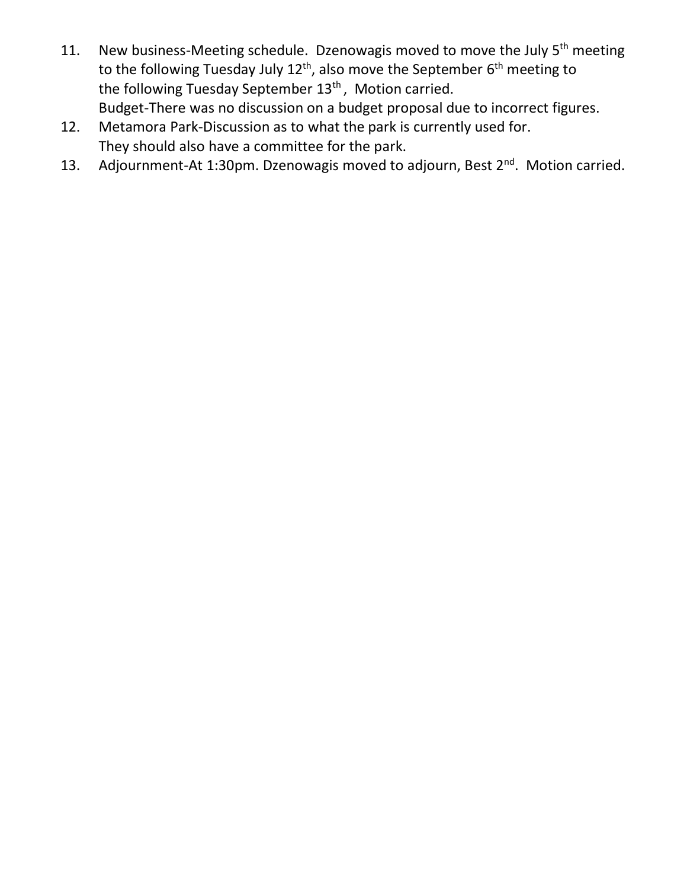11. New business-Meeting schedule. Dzenowagis moved to move the July 5th meeting to the following Tuesday July 12th, also move the September 6th meeting to the following Tuesday September 13th , Motion carried.
    Budget-There was no discussion on a budget proposal due to incorrect figures.
12. Metamora Park-Discussion as to what the park is currently used for.
    They should also have a committee for the park.
13. Adjournment-At 1:30pm. Dzenowagis moved to adjourn, Best 2nd. Motion carried.